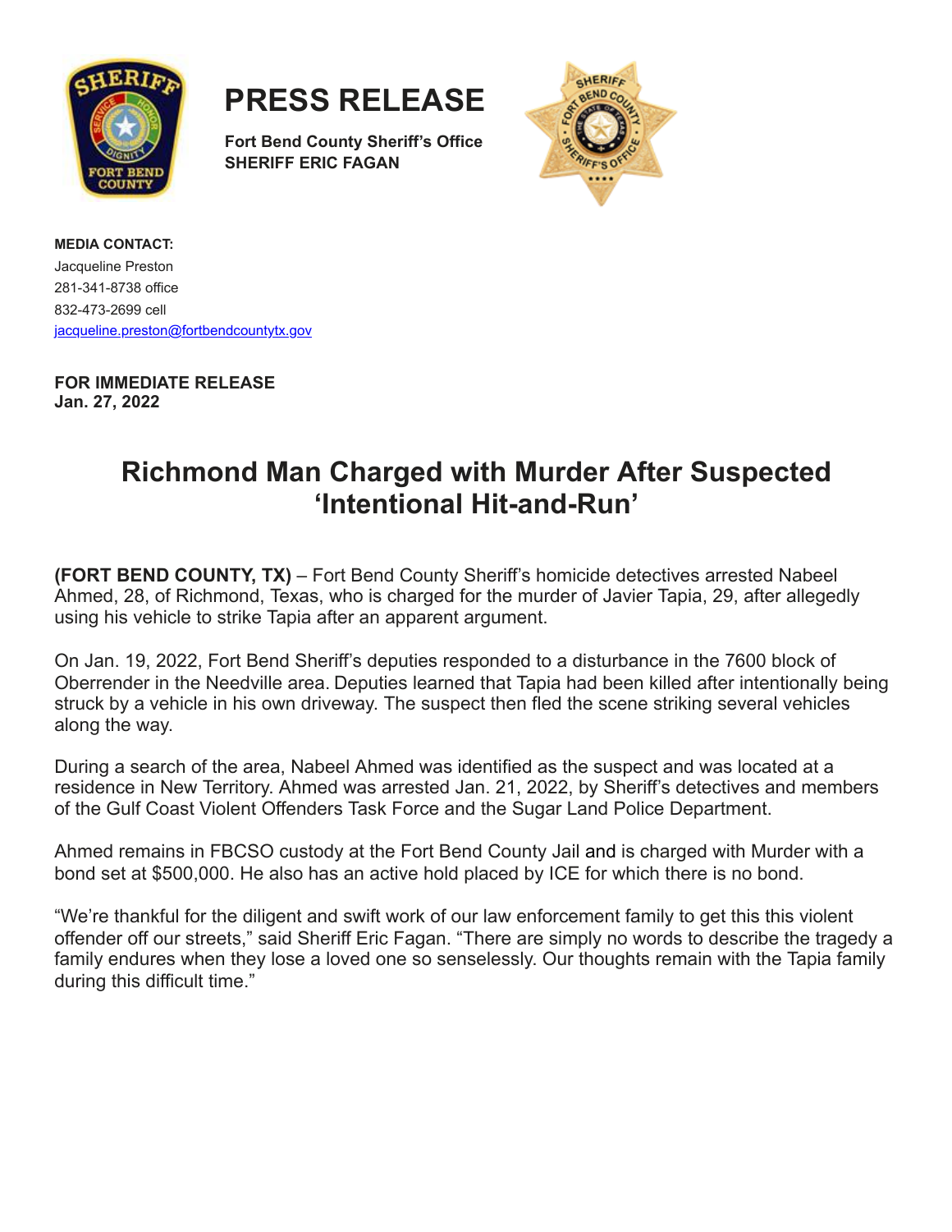# PRESS RELEASE

**Fort Bend County Sheriff's Office**
**SHERIFF ERIC FAGAN**

**MEDIA CONTACT:**
Jacqueline Preston
281-341-8738 office
832-473-2699 cell
jacqueline.preston@fortbendcountytx.gov

**FOR IMMEDIATE RELEASE**
**Jan. 27, 2022**

## Richmond Man Charged with Murder After Suspected 'Intentional Hit-and-Run'

**(FORT BEND COUNTY, TX)** – Fort Bend County Sheriff's homicide detectives arrested Nabeel Ahmed, 28, of Richmond, Texas, who is charged for the murder of Javier Tapia, 29, after allegedly using his vehicle to strike Tapia after an apparent argument.

On Jan. 19, 2022, Fort Bend Sheriff's deputies responded to a disturbance in the 7600 block of Oberrender in the Needville area. Deputies learned that Tapia had been killed after intentionally being struck by a vehicle in his own driveway. The suspect then fled the scene striking several vehicles along the way.

During a search of the area, Nabeel Ahmed was identified as the suspect and was located at a residence in New Territory. Ahmed was arrested Jan. 21, 2022, by Sheriff's detectives and members of the Gulf Coast Violent Offenders Task Force and the Sugar Land Police Department.

Ahmed remains in FBCSO custody at the Fort Bend County Jail and is charged with Murder with a bond set at $500,000. He also has an active hold placed by ICE for which there is no bond.

"We're thankful for the diligent and swift work of our law enforcement family to get this this violent offender off our streets," said Sheriff Eric Fagan. "There are simply no words to describe the tragedy a family endures when they lose a loved one so senselessly. Our thoughts remain with the Tapia family during this difficult time."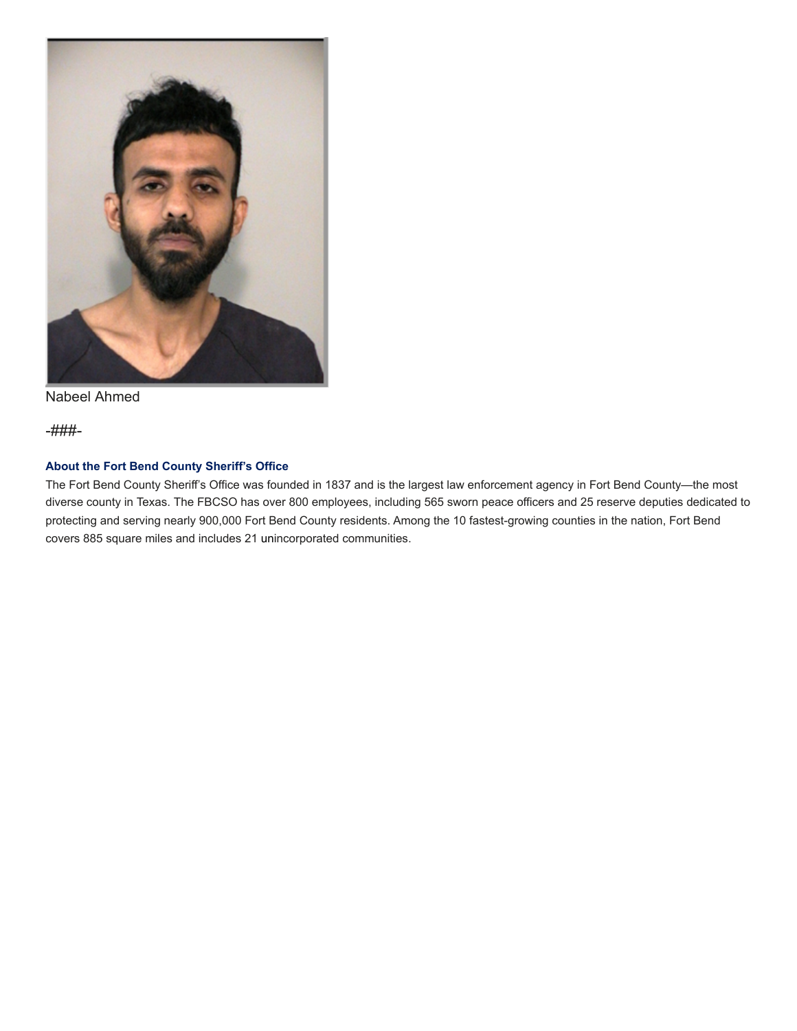Nabeel Ahmed

-###-

**About the Fort Bend County Sheriff's Office**

The Fort Bend County Sheriff's Office was founded in 1837 and is the largest law enforcement agency in Fort Bend County—the most diverse county in Texas. The FBCSO has over 800 employees, including 565 sworn peace officers and 25 reserve deputies dedicated to protecting and serving nearly 900,000 Fort Bend County residents. Among the 10 fastest-growing counties in the nation, Fort Bend covers 885 square miles and includes 21 unincorporated communities.